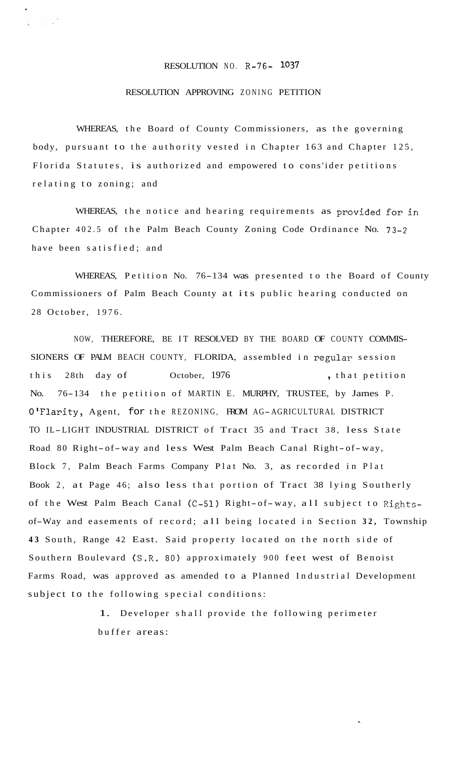RESOLUTION NO. R-76- 1037

RESOLUTION APPROVING ZONING PETITION

WHEREAS, the Board of County Commissioners, as the governing body, pursuant to the authority vested in Chapter 163 and Chapter 125, Florida Statutes, is authorized and empowered to cons'ider petitions relating to zoning; and

WHEREAS, the notice and hearing requirements as provided for in Chapter 402.5 of the Palm Beach County Zoning Code Ordinance No. 73-2 have been satisfied; and

WHEREAS, Petition No. 76-134 was presented to the Board of County Commissioners of Palm Beach County at its public hearing conducted on 28 October, 1976.

NOW, THEREFORE, BE IT RESOLVED BY THE BOARD OF COUNTY COMMISSIONERS OF PALM BEACH COUNTY, FLORIDA, assembled in regular session this 28th day of October, 1976, that petition No. 76-134 the petition of MARTIN E. MURPHY, TRUSTEE, by James P. O'Flarity, Agent, for the REZONING, FROM AG-AGRICULTURAL DISTRICT TO IL-LIGHT INDUSTRIAL DISTRICT of Tract 35 and Tract 38, less State Road 80 Right-of-way and less West Palm Beach Canal Right-of-way, Block 7, Palm Beach Farms Company Plat No. 3, as recorded in Plat Book 2, at Page 46; also less that portion of Tract 38 lying Southerly of the West Palm Beach Canal (C-51) Right-of-way, all subject to Rights-of-Way and easements of record; all being located in Section 32, Township 43 South, Range 42 East. Said property located on the north side of Southern Boulevard (S.R. 80) approximately 900 feet west of Benoist Farms Road, was approved as amended to a Planned Industrial Development subject to the following special conditions:

1. Developer shall provide the following perimeter buffer areas: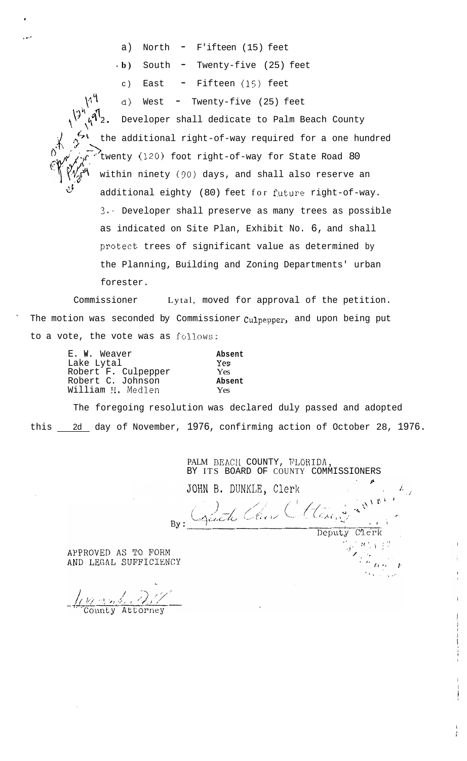a) North - F'ifteen (15) feet

b) South - Twenty-five (25) feet

c) East - Fifteen (15) feet

d) West - Twenty-five (25) feet

2. Developer shall dedicate to Palm Beach County the additional right-of-way required for a one hundred twenty (120) foot right-of-way for State Road 80 within ninety (90) days, and shall also reserve an additional eighty (80) feet for future right-of-way.

3. Developer shall preserve as many trees as possible as indicated on Site Plan, Exhibit No. 6, and shall protect trees of significant value as determined by the Planning, Building and Zoning Departments' urban forester.

Commissioner Lytal, moved for approval of the petition. The motion was seconded by Commissioner Culpepper, and upon being put to a vote, the vote was as follows:

| | |
|---|---|
| E. W. Weaver | Absent |
| Lake Lytal | Yes |
| Robert F. Culpepper | Yes |
| Robert C. Johnson | Absent |
| William H. Medlen | Yes |

The foregoing resolution was declared duly passed and adopted this 2d day of November, 1976, confirming action of October 28, 1976.

PALM BEACH COUNTY, FLORIDA,
BY ITS BOARD OF COUNTY COMMISSIONERS

JOHN B. DUNKLE, Clerk

By: ____________________
Deputy Clerk

APPROVED AS TO FORM
AND LEGAL SUFFICIENCY

____________________
County Attorney